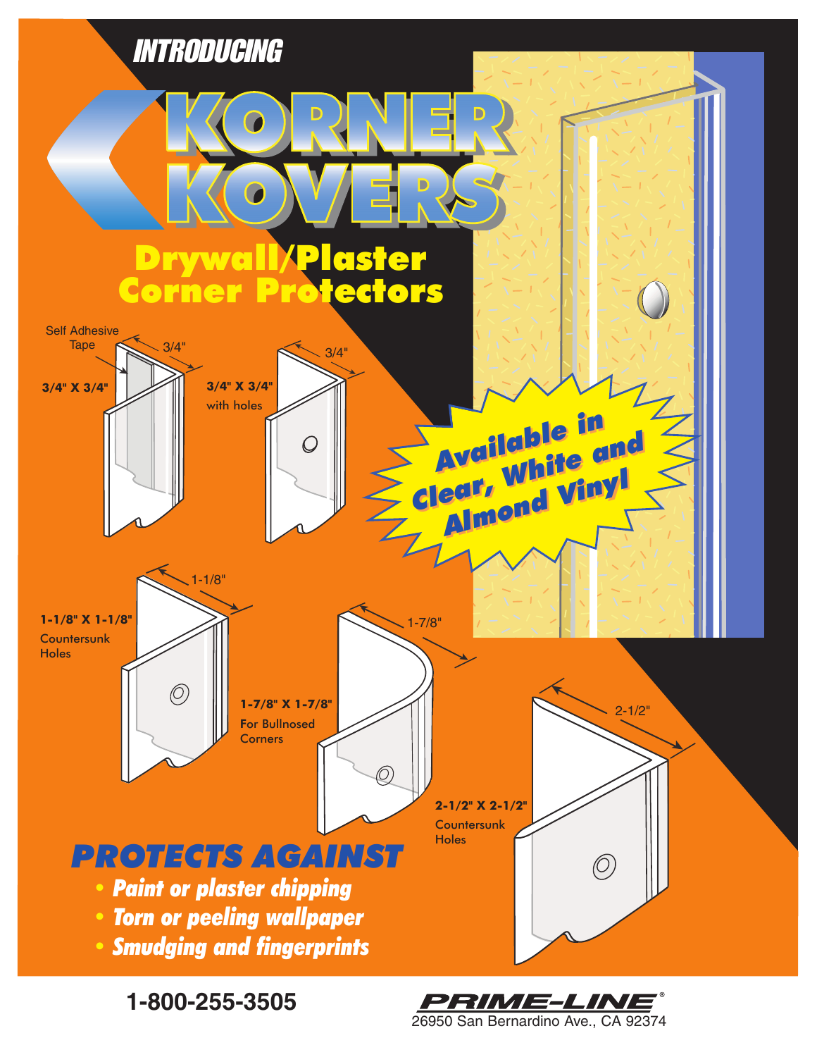INTRODUCING

# KORNER KOVERS

## Drywall/Plaster Corner Protectors

Self Adhesive Tape

3/4"

**3/4" X 3/4"**

3/4"

**3/4" X 3/4"** with holes

**Available in Clear, White and Almond Vinyl**

1-1/8"

**1-1/8" X 1-1/8"** Countersunk Holes

1-7/8"

**1-7/8" X 1-7/8"** For Bullnosed Corners

2-1/2"

**2-1/2" X 2-1/2"** Countersunk Holes

## PROTECTS AGAINST

- *Paint or plaster chipping*
- *Torn or peeling wallpaper*
- *Smudging and fingerprints*

**1-800-255-3505**

PRIME-LINE®
26950 San Bernardino Ave., CA 92374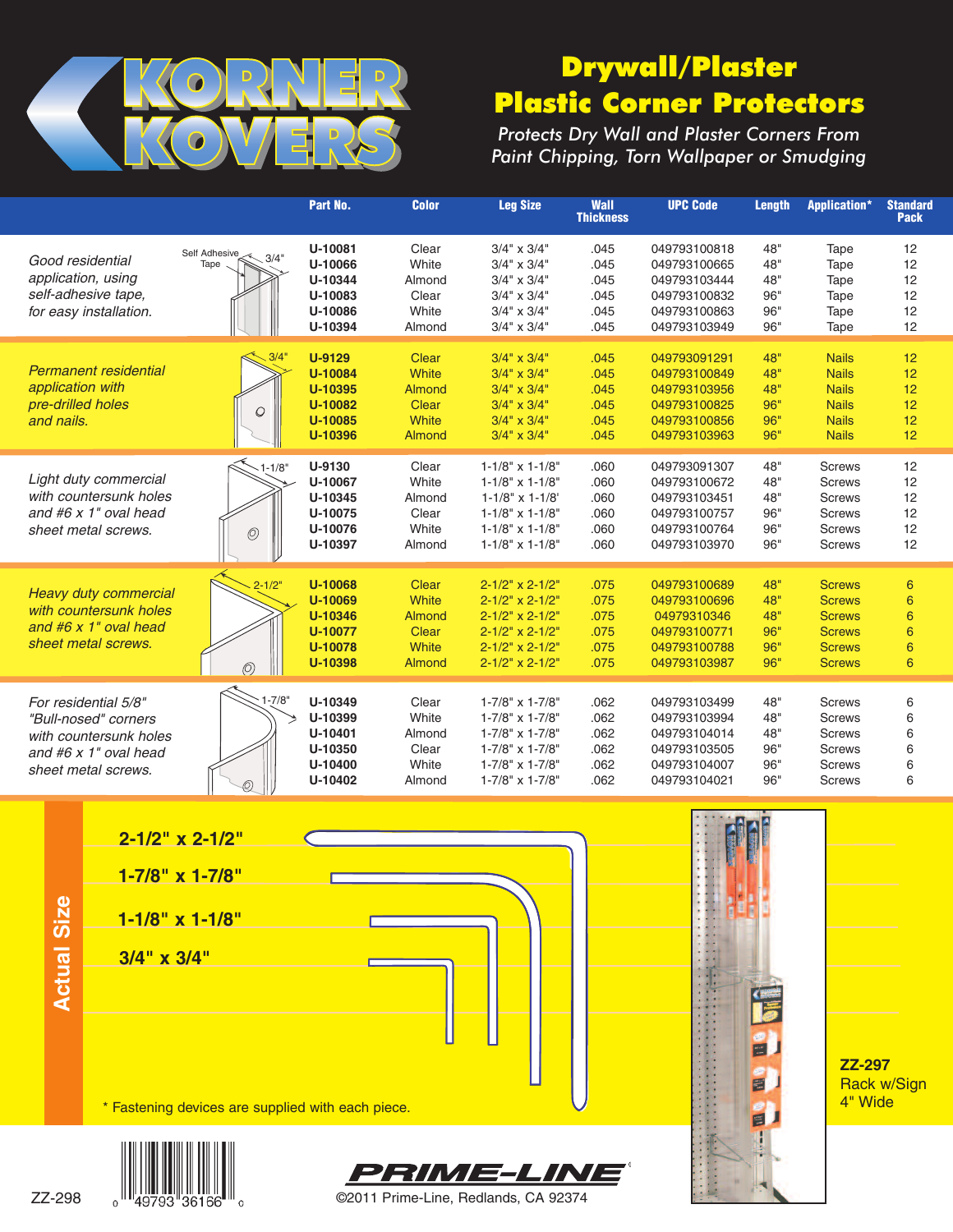# KORNER KOVERS

## Drywall/Plaster Plastic Corner Protectors

*Protects Dry Wall and Plaster Corners From Paint Chipping, Torn Wallpaper or Smudging*

| | Part No. | Color | Leg Size | Wall Thickness | UPC Code | Length | Application* | Standard Pack |
|---|---|---|---|---|---|---|---|---|
| *Good residential application, using self-adhesive tape, for easy installation.* (Self Adhesive Tape, 3/4") | U-10081 | Clear | 3/4" x 3/4" | .045 | 049793100818 | 48" | Tape | 12 |
| | U-10066 | White | 3/4" x 3/4" | .045 | 049793100665 | 48" | Tape | 12 |
| | U-10344 | Almond | 3/4" x 3/4" | .045 | 049793103444 | 48" | Tape | 12 |
| | U-10083 | Clear | 3/4" x 3/4" | .045 | 049793100832 | 96" | Tape | 12 |
| | U-10086 | White | 3/4" x 3/4" | .045 | 049793100863 | 96" | Tape | 12 |
| | U-10394 | Almond | 3/4" x 3/4" | .045 | 049793103949 | 96" | Tape | 12 |
| *Permanent residential application with pre-drilled holes and nails.* (3/4") | U-9129 | Clear | 3/4" x 3/4" | .045 | 049793091291 | 48" | Nails | 12 |
| | U-10084 | White | 3/4" x 3/4" | .045 | 049793100849 | 48" | Nails | 12 |
| | U-10395 | Almond | 3/4" x 3/4" | .045 | 049793103956 | 48" | Nails | 12 |
| | U-10082 | Clear | 3/4" x 3/4" | .045 | 049793100825 | 96" | Nails | 12 |
| | U-10085 | White | 3/4" x 3/4" | .045 | 049793100856 | 96" | Nails | 12 |
| | U-10396 | Almond | 3/4" x 3/4" | .045 | 049793103963 | 96" | Nails | 12 |
| *Light duty commercial with countersunk holes and #6 x 1" oval head sheet metal screws.* (1-1/8") | U-9130 | Clear | 1-1/8" x 1-1/8" | .060 | 049793091307 | 48" | Screws | 12 |
| | U-10067 | White | 1-1/8" x 1-1/8" | .060 | 049793100672 | 48" | Screws | 12 |
| | U-10345 | Almond | 1-1/8" x 1-1/8' | .060 | 049793103451 | 48" | Screws | 12 |
| | U-10075 | Clear | 1-1/8" x 1-1/8" | .060 | 049793100757 | 96" | Screws | 12 |
| | U-10076 | White | 1-1/8" x 1-1/8" | .060 | 049793100764 | 96" | Screws | 12 |
| | U-10397 | Almond | 1-1/8" x 1-1/8" | .060 | 049793103970 | 96" | Screws | 12 |
| *Heavy duty commercial with countersunk holes and #6 x 1" oval head sheet metal screws.* (2-1/2") | U-10068 | Clear | 2-1/2" x 2-1/2" | .075 | 049793100689 | 48" | Screws | 6 |
| | U-10069 | White | 2-1/2" x 2-1/2" | .075 | 049793100696 | 48" | Screws | 6 |
| | U-10346 | Almond | 2-1/2" x 2-1/2" | .075 | 04979310346 | 48" | Screws | 6 |
| | U-10077 | Clear | 2-1/2" x 2-1/2" | .075 | 049793100771 | 96" | Screws | 6 |
| | U-10078 | White | 2-1/2" x 2-1/2" | .075 | 049793100788 | 96" | Screws | 6 |
| | U-10398 | Almond | 2-1/2" x 2-1/2" | .075 | 049793103987 | 96" | Screws | 6 |
| *For residential 5/8" "Bull-nosed" corners with countersunk holes and #6 x 1" oval head sheet metal screws.* (1-7/8") | U-10349 | Clear | 1-7/8" x 1-7/8" | .062 | 049793103499 | 48" | Screws | 6 |
| | U-10399 | White | 1-7/8" x 1-7/8" | .062 | 049793103994 | 48" | Screws | 6 |
| | U-10401 | Almond | 1-7/8" x 1-7/8" | .062 | 049793104014 | 48" | Screws | 6 |
| | U-10350 | Clear | 1-7/8" x 1-7/8" | .062 | 049793103505 | 96" | Screws | 6 |
| | U-10400 | White | 1-7/8" x 1-7/8" | .062 | 049793104007 | 96" | Screws | 6 |
| | U-10402 | Almond | 1-7/8" x 1-7/8" | .062 | 049793104021 | 96" | Screws | 6 |

**Actual Size**

**2-1/2" x 2-1/2"**

**1-7/8" x 1-7/8"**

**1-1/8" x 1-1/8"**

**3/4" x 3/4"**

\* Fastening devices are supplied with each piece.

**ZZ-297**
Rack w/Sign
4" Wide

ZZ-298

0 49793 36166 0

PRIME-LINE

©2011 Prime-Line, Redlands, CA 92374